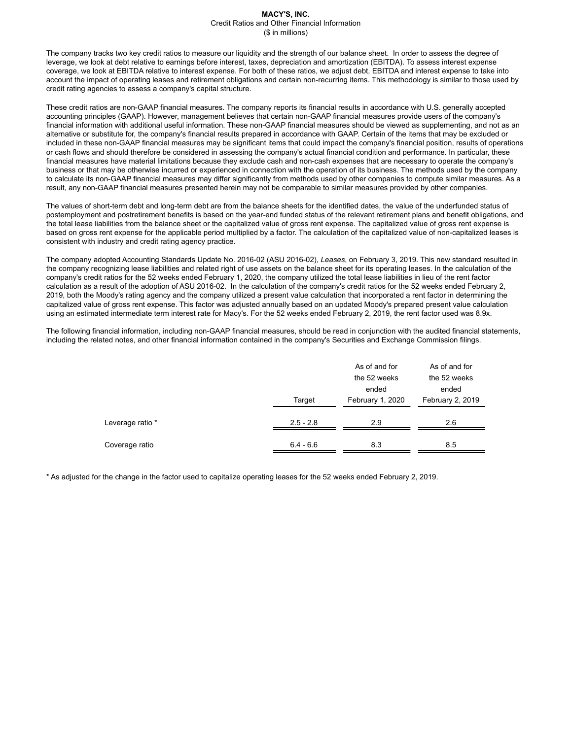**MACY'S, INC.**
Credit Ratios and Other Financial Information
($ in millions)

The company tracks two key credit ratios to measure our liquidity and the strength of our balance sheet. In order to assess the degree of leverage, we look at debt relative to earnings before interest, taxes, depreciation and amortization (EBITDA). To assess interest expense coverage, we look at EBITDA relative to interest expense. For both of these ratios, we adjust debt, EBITDA and interest expense to take into account the impact of operating leases and retirement obligations and certain non-recurring items. This methodology is similar to those used by credit rating agencies to assess a company's capital structure.

These credit ratios are non-GAAP financial measures. The company reports its financial results in accordance with U.S. generally accepted accounting principles (GAAP). However, management believes that certain non-GAAP financial measures provide users of the company's financial information with additional useful information. These non-GAAP financial measures should be viewed as supplementing, and not as an alternative or substitute for, the company's financial results prepared in accordance with GAAP. Certain of the items that may be excluded or included in these non-GAAP financial measures may be significant items that could impact the company's financial position, results of operations or cash flows and should therefore be considered in assessing the company's actual financial condition and performance. In particular, these financial measures have material limitations because they exclude cash and non-cash expenses that are necessary to operate the company's business or that may be otherwise incurred or experienced in connection with the operation of its business. The methods used by the company to calculate its non-GAAP financial measures may differ significantly from methods used by other companies to compute similar measures. As a result, any non-GAAP financial measures presented herein may not be comparable to similar measures provided by other companies.

The values of short-term debt and long-term debt are from the balance sheets for the identified dates, the value of the underfunded status of postemployment and postretirement benefits is based on the year-end funded status of the relevant retirement plans and benefit obligations, and the total lease liabilities from the balance sheet or the capitalized value of gross rent expense. The capitalized value of gross rent expense is based on gross rent expense for the applicable period multiplied by a factor. The calculation of the capitalized value of non-capitalized leases is consistent with industry and credit rating agency practice.

The company adopted Accounting Standards Update No. 2016-02 (ASU 2016-02), *Leases*, on February 3, 2019. This new standard resulted in the company recognizing lease liabilities and related right of use assets on the balance sheet for its operating leases. In the calculation of the company's credit ratios for the 52 weeks ended February 1, 2020, the company utilized the total lease liabilities in lieu of the rent factor calculation as a result of the adoption of ASU 2016-02. In the calculation of the company's credit ratios for the 52 weeks ended February 2, 2019, both the Moody's rating agency and the company utilized a present value calculation that incorporated a rent factor in determining the capitalized value of gross rent expense. This factor was adjusted annually based on an updated Moody's prepared present value calculation using an estimated intermediate term interest rate for Macy's. For the 52 weeks ended February 2, 2019, the rent factor used was 8.9x.

The following financial information, including non-GAAP financial measures, should be read in conjunction with the audited financial statements, including the related notes, and other financial information contained in the company's Securities and Exchange Commission filings.

| | Target | As of and for the 52 weeks ended February 1, 2020 | As of and for the 52 weeks ended February 2, 2019 |
|---|---|---|---|
| Leverage ratio * | 2.5 - 2.8 | 2.9 | 2.6 |
| Coverage ratio | 6.4 - 6.6 | 8.3 | 8.5 |

\* As adjusted for the change in the factor used to capitalize operating leases for the 52 weeks ended February 2, 2019.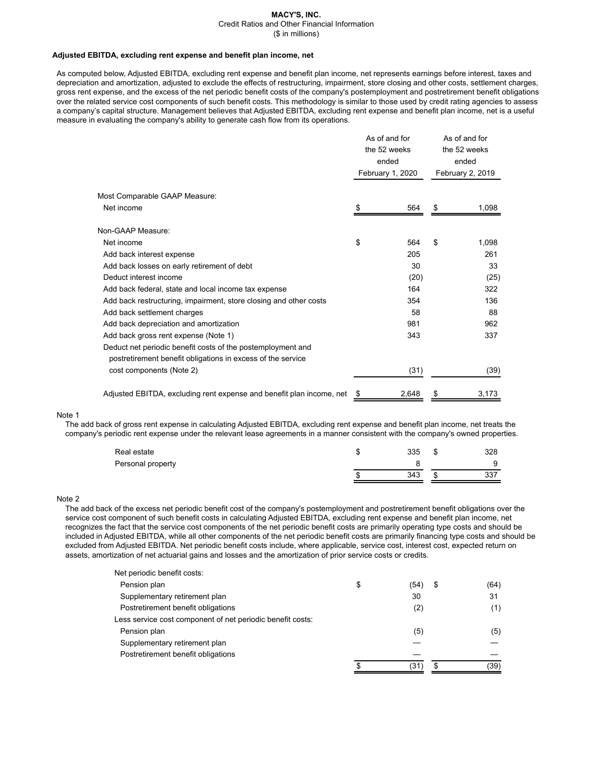**MACY'S, INC.**
Credit Ratios and Other Financial Information
($ in millions)

**Adjusted EBITDA, excluding rent expense and benefit plan income, net**

As computed below, Adjusted EBITDA, excluding rent expense and benefit plan income, net represents earnings before interest, taxes and depreciation and amortization, adjusted to exclude the effects of restructuring, impairment, store closing and other costs, settlement charges, gross rent expense, and the excess of the net periodic benefit costs of the company's postemployment and postretirement benefit obligations over the related service cost components of such benefit costs. This methodology is similar to those used by credit rating agencies to assess a company's capital structure. Management believes that Adjusted EBITDA, excluding rent expense and benefit plan income, net is a useful measure in evaluating the company's ability to generate cash flow from its operations.

| | As of and for the 52 weeks ended February 1, 2020 | As of and for the 52 weeks ended February 2, 2019 |
|---|---|---|
| Most Comparable GAAP Measure: | | |
| Net income | $ 564 | $ 1,098 |
| Non-GAAP Measure: | | |
| Net income | $ 564 | $ 1,098 |
| Add back interest expense | 205 | 261 |
| Add back losses on early retirement of debt | 30 | 33 |
| Deduct interest income | (20) | (25) |
| Add back federal, state and local income tax expense | 164 | 322 |
| Add back restructuring, impairment, store closing and other costs | 354 | 136 |
| Add back settlement charges | 58 | 88 |
| Add back depreciation and amortization | 981 | 962 |
| Add back gross rent expense (Note 1) | 343 | 337 |
| Deduct net periodic benefit costs of the postemployment and postretirement benefit obligations in excess of the service cost components (Note 2) | (31) | (39) |
| Adjusted EBITDA, excluding rent expense and benefit plan income, net | $ 2,648 | $ 3,173 |

Note 1

The add back of gross rent expense in calculating Adjusted EBITDA, excluding rent expense and benefit plan income, net treats the company's periodic rent expense under the relevant lease agreements in a manner consistent with the company's owned properties.

| | February 1, 2020 | February 2, 2019 |
|---|---|---|
| Real estate | $ 335 | $ 328 |
| Personal property | 8 | 9 |
| | $ 343 | $ 337 |

Note 2

The add back of the excess net periodic benefit cost of the company's postemployment and postretirement benefit obligations over the service cost component of such benefit costs in calculating Adjusted EBITDA, excluding rent expense and benefit plan income, net recognizes the fact that the service cost components of the net periodic benefit costs are primarily operating type costs and should be included in Adjusted EBITDA, while all other components of the net periodic benefit costs are primarily financing type costs and should be excluded from Adjusted EBITDA. Net periodic benefit costs include, where applicable, service cost, interest cost, expected return on assets, amortization of net actuarial gains and losses and the amortization of prior service costs or credits.

| | February 1, 2020 | February 2, 2019 |
|---|---|---|
| Net periodic benefit costs: | | |
| Pension plan | $ (54) | $ (64) |
| Supplementary retirement plan | 30 | 31 |
| Postretirement benefit obligations | (2) | (1) |
| Less service cost component of net periodic benefit costs: | | |
| Pension plan | (5) | (5) |
| Supplementary retirement plan | — | — |
| Postretirement benefit obligations | — | — |
| | $ (31) | $ (39) |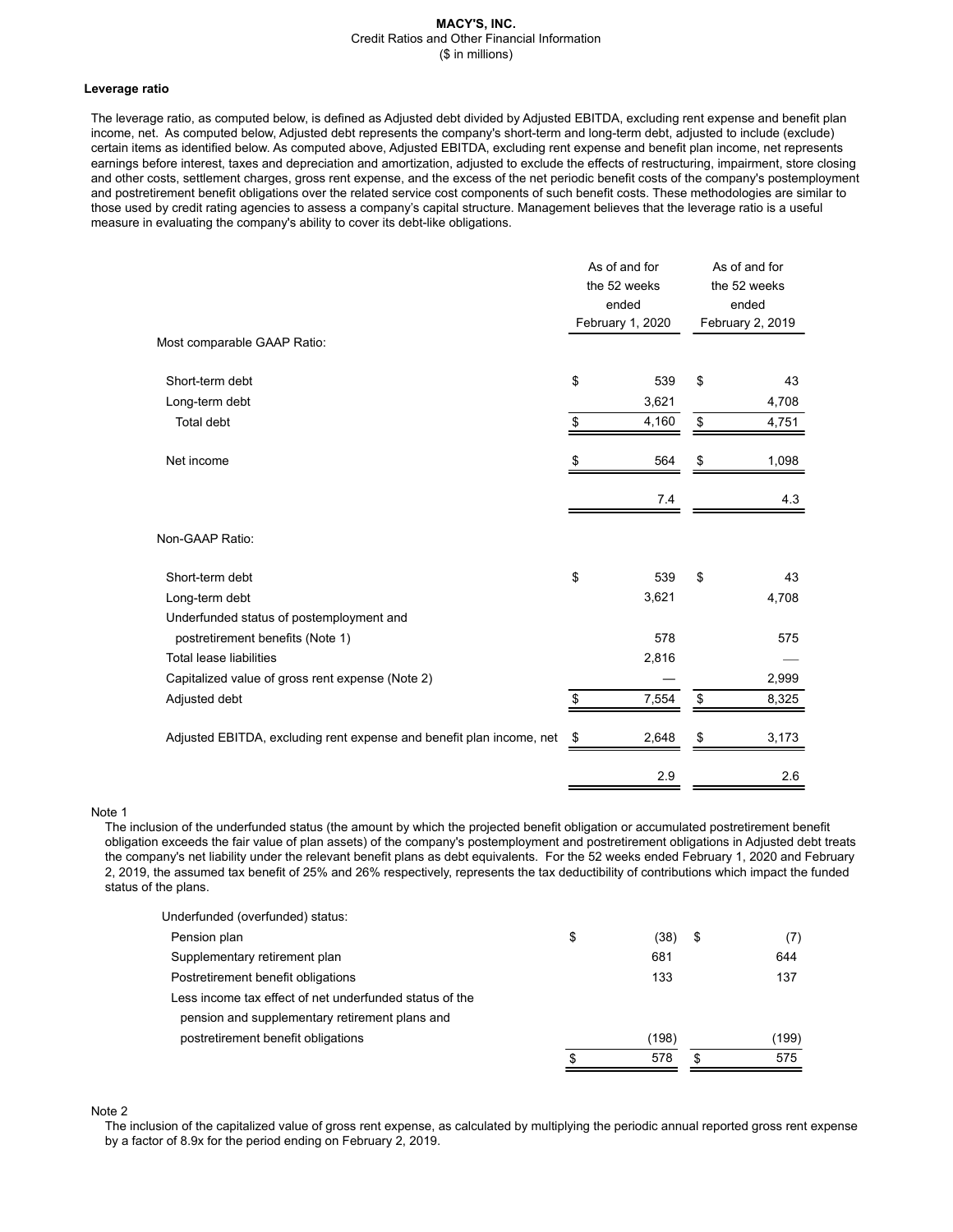**MACY'S, INC.**
Credit Ratios and Other Financial Information
($ in millions)

**Leverage ratio**

The leverage ratio, as computed below, is defined as Adjusted debt divided by Adjusted EBITDA, excluding rent expense and benefit plan income, net. As computed below, Adjusted debt represents the company's short-term and long-term debt, adjusted to include (exclude) certain items as identified below. As computed above, Adjusted EBITDA, excluding rent expense and benefit plan income, net represents earnings before interest, taxes and depreciation and amortization, adjusted to exclude the effects of restructuring, impairment, store closing and other costs, settlement charges, gross rent expense, and the excess of the net periodic benefit costs of the company's postemployment and postretirement benefit obligations over the related service cost components of such benefit costs. These methodologies are similar to those used by credit rating agencies to assess a company's capital structure. Management believes that the leverage ratio is a useful measure in evaluating the company's ability to cover its debt-like obligations.

| | As of and for the 52 weeks ended February 1, 2020 | As of and for the 52 weeks ended February 2, 2019 |
|---|---|---|
| Most comparable GAAP Ratio: | | |
| Short-term debt | $ 539 | $ 43 |
| Long-term debt | 3,621 | 4,708 |
| Total debt | $ 4,160 | $ 4,751 |
| Net income | $ 564 | $ 1,098 |
| | 7.4 | 4.3 |
| Non-GAAP Ratio: | | |
| Short-term debt | $ 539 | $ 43 |
| Long-term debt | 3,621 | 4,708 |
| Underfunded status of postemployment and postretirement benefits (Note 1) | 578 | 575 |
| Total lease liabilities | 2,816 | — |
| Capitalized value of gross rent expense (Note 2) | — | 2,999 |
| Adjusted debt | $ 7,554 | $ 8,325 |
| Adjusted EBITDA, excluding rent expense and benefit plan income, net | $ 2,648 | $ 3,173 |
| | 2.9 | 2.6 |

Note 1

The inclusion of the underfunded status (the amount by which the projected benefit obligation or accumulated postretirement benefit obligation exceeds the fair value of plan assets) of the company's postemployment and postretirement obligations in Adjusted debt treats the company's net liability under the relevant benefit plans as debt equivalents. For the 52 weeks ended February 1, 2020 and February 2, 2019, the assumed tax benefit of 25% and 26% respectively, represents the tax deductibility of contributions which impact the funded status of the plans.

| Underfunded (overfunded) status: | | |
|---|---|---|
| Pension plan | $ (38) | $ (7) |
| Supplementary retirement plan | 681 | 644 |
| Postretirement benefit obligations | 133 | 137 |
| Less income tax effect of net underfunded status of the pension and supplementary retirement plans and postretirement benefit obligations | (198) | (199) |
| | $ 578 | $ 575 |

Note 2

The inclusion of the capitalized value of gross rent expense, as calculated by multiplying the periodic annual reported gross rent expense by a factor of 8.9x for the period ending on February 2, 2019.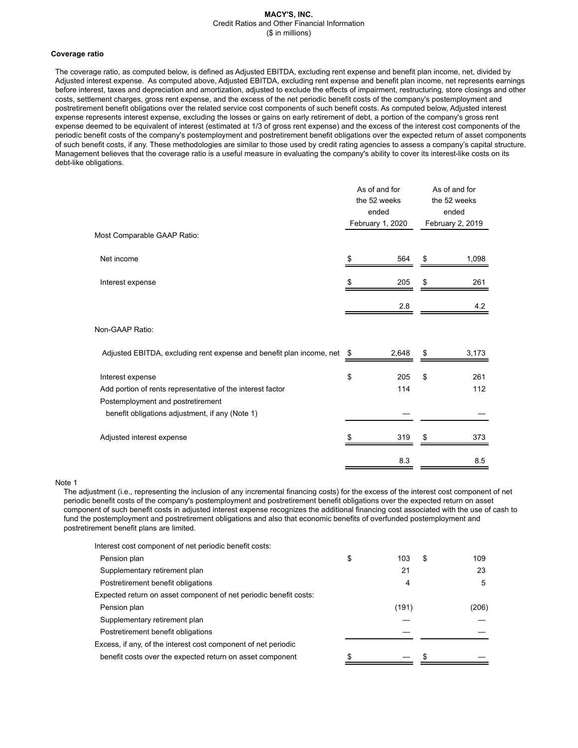**MACY'S, INC.**
Credit Ratios and Other Financial Information
($ in millions)

**Coverage ratio**

The coverage ratio, as computed below, is defined as Adjusted EBITDA, excluding rent expense and benefit plan income, net, divided by Adjusted interest expense. As computed above, Adjusted EBITDA, excluding rent expense and benefit plan income, net represents earnings before interest, taxes and depreciation and amortization, adjusted to exclude the effects of impairment, restructuring, store closings and other costs, settlement charges, gross rent expense, and the excess of the net periodic benefit costs of the company's postemployment and postretirement benefit obligations over the related service cost components of such benefit costs. As computed below, Adjusted interest expense represents interest expense, excluding the losses or gains on early retirement of debt, a portion of the company's gross rent expense deemed to be equivalent of interest (estimated at 1/3 of gross rent expense) and the excess of the interest cost components of the periodic benefit costs of the company's postemployment and postretirement benefit obligations over the expected return of asset components of such benefit costs, if any. These methodologies are similar to those used by credit rating agencies to assess a company's capital structure. Management believes that the coverage ratio is a useful measure in evaluating the company's ability to cover its interest-like costs on its debt-like obligations.

| | As of and for the 52 weeks ended February 1, 2020 | As of and for the 52 weeks ended February 2, 2019 |
|---|---|---|
| Most Comparable GAAP Ratio: | | |
| Net income | $ 564 | $ 1,098 |
| Interest expense | $ 205 | $ 261 |
| | 2.8 | 4.2 |
| Non-GAAP Ratio: | | |
| Adjusted EBITDA, excluding rent expense and benefit plan income, net | $ 2,648 | $ 3,173 |
| Interest expense | $ 205 | $ 261 |
| Add portion of rents representative of the interest factor | 114 | 112 |
| Postemployment and postretirement benefit obligations adjustment, if any (Note 1) | — | — |
| Adjusted interest expense | $ 319 | $ 373 |
| | 8.3 | 8.5 |

Note 1

The adjustment (i.e., representing the inclusion of any incremental financing costs) for the excess of the interest cost component of net periodic benefit costs of the company's postemployment and postretirement benefit obligations over the expected return on asset component of such benefit costs in adjusted interest expense recognizes the additional financing cost associated with the use of cash to fund the postemployment and postretirement obligations and also that economic benefits of overfunded postemployment and postretirement benefit plans are limited.

| | | |
|---|---|---|
| Interest cost component of net periodic benefit costs: | | |
| Pension plan | $ 103 | $ 109 |
| Supplementary retirement plan | 21 | 23 |
| Postretirement benefit obligations | 4 | 5 |
| Expected return on asset component of net periodic benefit costs: | | |
| Pension plan | (191) | (206) |
| Supplementary retirement plan | — | — |
| Postretirement benefit obligations | — | — |
| Excess, if any, of the interest cost component of net periodic benefit costs over the expected return on asset component | $ — | $ — |